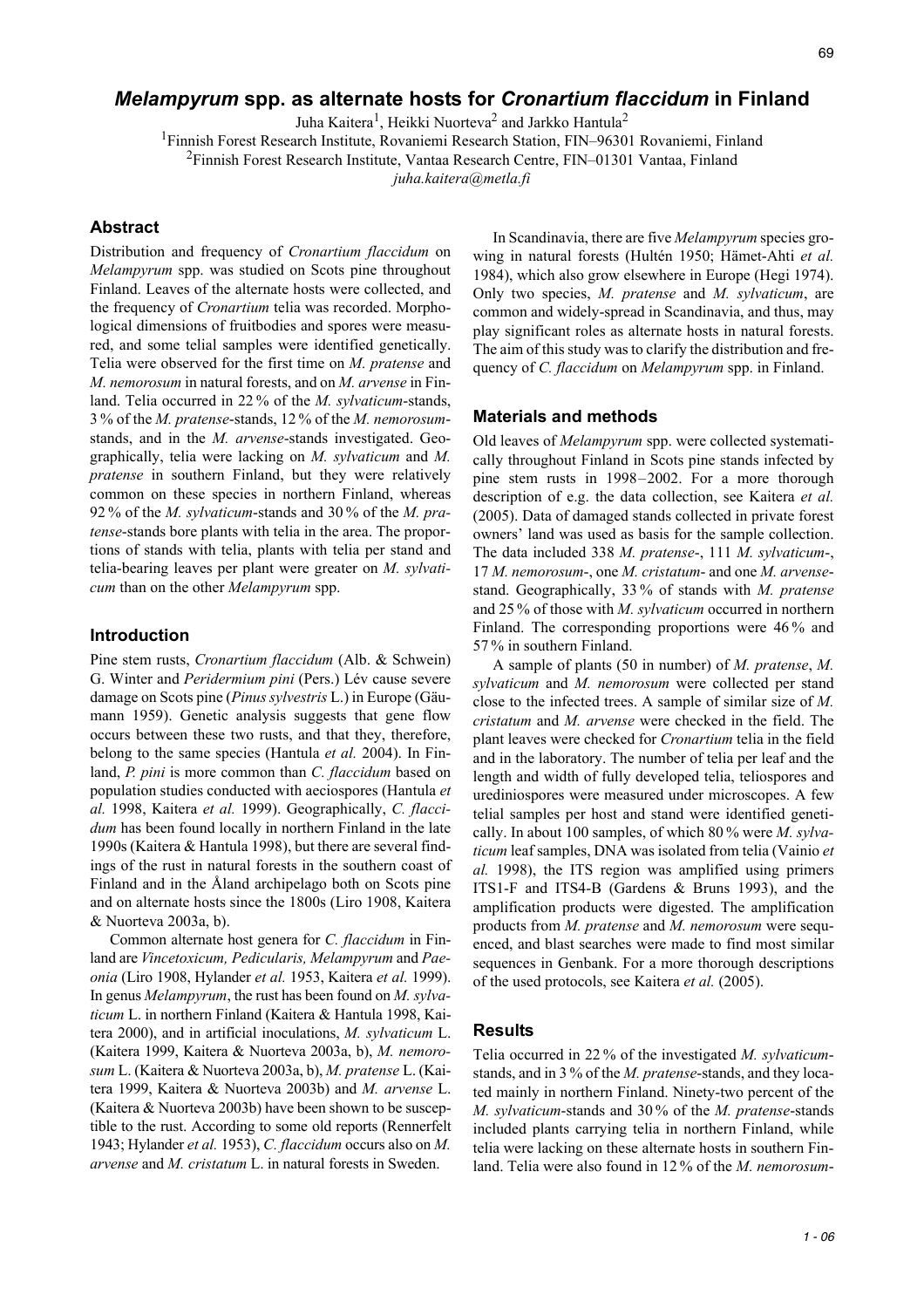// Melampyrum spp. as alternate hosts for Cronartium flaccidum in Finland

# *Melampyrum* spp. as alternate hosts for *Cronartium flaccidum* in Finland

Juha Kaitera[1], Heikki Nuorteva[2] and Jarkko Hantula[2]

[1]Finnish Forest Research Institute, Rovaniemi Research Station, FIN–96301 Rovaniemi, Finland
[2]Finnish Forest Research Institute, Vantaa Research Centre, FIN–01301 Vantaa, Finland
*juha.kaitera@metla.fi*

## Abstract

Distribution and frequency of *Cronartium flaccidum* on *Melampyrum* spp. was studied on Scots pine throughout Finland. Leaves of the alternate hosts were collected, and the frequency of *Cronartium* telia was recorded. Morphological dimensions of fruitbodies and spores were measured, and some telial samples were identified genetically. Telia were observed for the first time on *M. pratense* and *M. nemorosum* in natural forests, and on *M. arvense* in Finland. Telia occurred in 22 % of the *M. sylvaticum*-stands, 3 % of the *M. pratense*-stands, 12 % of the *M. nemorosum*-stands, and in the *M. arvense*-stands investigated. Geographically, telia were lacking on *M. sylvaticum* and *M. pratense* in southern Finland, but they were relatively common on these species in northern Finland, whereas 92 % of the *M. sylvaticum*-stands and 30 % of the *M. pratense*-stands bore plants with telia in the area. The proportions of stands with telia, plants with telia per stand and telia-bearing leaves per plant were greater on *M. sylvaticum* than on the other *Melampyrum* spp.

## Introduction

Pine stem rusts, *Cronartium flaccidum* (Alb. & Schwein) G. Winter and *Peridermium pini* (Pers.) Lév cause severe damage on Scots pine (*Pinus sylvestris* L.) in Europe (Gäumann 1959). Genetic analysis suggests that gene flow occurs between these two rusts, and that they, therefore, belong to the same species (Hantula *et al.* 2004). In Finland, *P. pini* is more common than *C. flaccidum* based on population studies conducted with aeciospores (Hantula *et al.* 1998, Kaitera *et al.* 1999). Geographically, *C. flaccidum* has been found locally in northern Finland in the late 1990s (Kaitera & Hantula 1998), but there are several findings of the rust in natural forests in the southern coast of Finland and in the Åland archipelago both on Scots pine and on alternate hosts since the 1800s (Liro 1908, Kaitera & Nuorteva 2003a, b).

Common alternate host genera for *C. flaccidum* in Finland are *Vincetoxicum, Pedicularis, Melampyrum* and *Paeonia* (Liro 1908, Hylander *et al.* 1953, Kaitera *et al.* 1999). In genus *Melampyrum*, the rust has been found on *M. sylvaticum* L. in northern Finland (Kaitera & Hantula 1998, Kaitera 2000), and in artificial inoculations, *M. sylvaticum* L. (Kaitera 1999, Kaitera & Nuorteva 2003a, b), *M. nemorosum* L. (Kaitera & Nuorteva 2003a, b), *M. pratense* L. (Kaitera 1999, Kaitera & Nuorteva 2003b) and *M. arvense* L. (Kaitera & Nuorteva 2003b) have been shown to be susceptible to the rust. According to some old reports (Rennerfelt 1943; Hylander *et al.* 1953), *C. flaccidum* occurs also on *M. arvense* and *M. cristatum* L. in natural forests in Sweden.

In Scandinavia, there are five *Melampyrum* species growing in natural forests (Hultén 1950; Hämet-Ahti *et al.* 1984), which also grow elsewhere in Europe (Hegi 1974). Only two species, *M. pratense* and *M. sylvaticum*, are common and widely-spread in Scandinavia, and thus, may play significant roles as alternate hosts in natural forests. The aim of this study was to clarify the distribution and frequency of *C. flaccidum* on *Melampyrum* spp. in Finland.

## Materials and methods

Old leaves of *Melampyrum* spp. were collected systematically throughout Finland in Scots pine stands infected by pine stem rusts in 1998–2002. For a more thorough description of e.g. the data collection, see Kaitera *et al.* (2005). Data of damaged stands collected in private forest owners' land was used as basis for the sample collection. The data included 338 *M. pratense*-, 111 *M. sylvaticum*-, 17 *M. nemorosum*-, one *M. cristatum*- and one *M. arvense*-stand. Geographically, 33 % of stands with *M. pratense* and 25 % of those with *M. sylvaticum* occurred in northern Finland. The corresponding proportions were 46 % and 57 % in southern Finland.

A sample of plants (50 in number) of *M. pratense*, *M. sylvaticum* and *M. nemorosum* were collected per stand close to the infected trees. A sample of similar size of *M. cristatum* and *M. arvense* were checked in the field. The plant leaves were checked for *Cronartium* telia in the field and in the laboratory. The number of telia per leaf and the length and width of fully developed telia, teliospores and urediniospores were measured under microscopes. A few telial samples per host and stand were identified genetically. In about 100 samples, of which 80 % were *M. sylvaticum* leaf samples, DNA was isolated from telia (Vainio *et al.* 1998), the ITS region was amplified using primers ITS1-F and ITS4-B (Gardens & Bruns 1993), and the amplification products were digested. The amplification products from *M. pratense* and *M. nemorosum* were sequenced, and blast searches were made to find most similar sequences in Genbank. For a more thorough descriptions of the used protocols, see Kaitera *et al.* (2005).

## Results

Telia occurred in 22 % of the investigated *M. sylvaticum*-stands, and in 3 % of the *M. pratense*-stands, and they located mainly in northern Finland. Ninety-two percent of the *M. sylvaticum*-stands and 30 % of the *M. pratense*-stands included plants carrying telia in northern Finland, while telia were lacking on these alternate hosts in southern Finland. Telia were also found in 12 % of the *M. nemorosum*-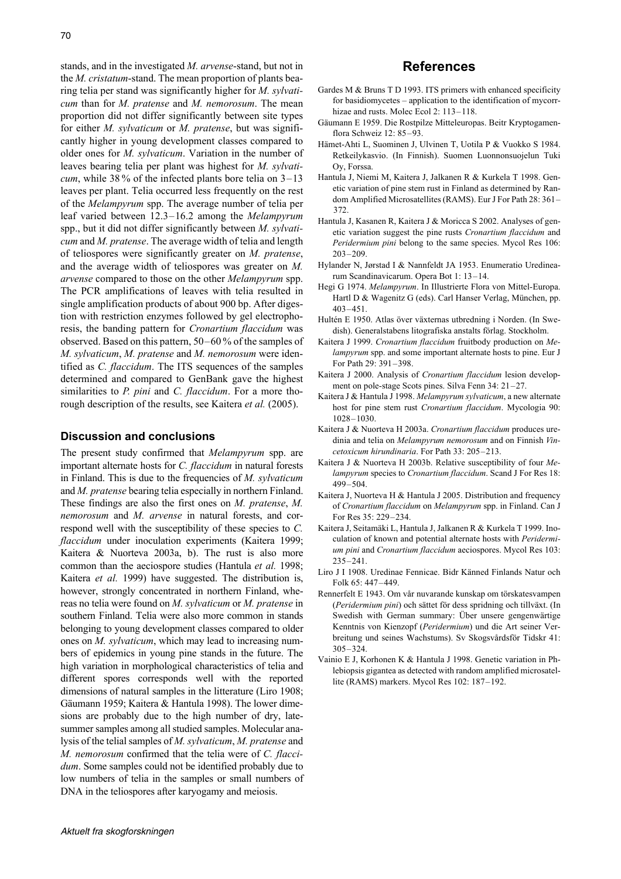stands, and in the investigated *M. arvense*-stand, but not in the *M. cristatum*-stand. The mean proportion of plants bearing telia per stand was significantly higher for *M. sylvaticum* than for *M. pratense* and *M. nemorosum*. The mean proportion did not differ significantly between site types for either *M. sylvaticum* or *M. pratense*, but was significantly higher in young development classes compared to older ones for *M. sylvaticum*. Variation in the number of leaves bearing telia per plant was highest for *M. sylvaticum*, while 38 % of the infected plants bore telia on 3–13 leaves per plant. Telia occurred less frequently on the rest of the *Melampyrum* spp. The average number of telia per leaf varied between 12.3–16.2 among the *Melampyrum* spp., but it did not differ significantly between *M. sylvaticum* and *M. pratense*. The average width of telia and length of teliospores were significantly greater on *M. pratense*, and the average width of teliospores was greater on *M. arvense* compared to those on the other *Melampyrum* spp. The PCR amplifications of leaves with telia resulted in single amplification products of about 900 bp. After digestion with restriction enzymes followed by gel electrophoresis, the banding pattern for *Cronartium flaccidum* was observed. Based on this pattern, 50–60 % of the samples of *M. sylvaticum*, *M. pratense* and *M. nemorosum* were identified as *C. flaccidum*. The ITS sequences of the samples determined and compared to GenBank gave the highest similarities to *P. pini* and *C. flaccidum*. For a more thorough description of the results, see Kaitera *et al.* (2005).

### Discussion and conclusions

The present study confirmed that *Melampyrum* spp. are important alternate hosts for *C. flaccidum* in natural forests in Finland. This is due to the frequencies of *M. sylvaticum* and *M. pratense* bearing telia especially in northern Finland. These findings are also the first ones on *M. pratense*, *M. nemorosum* and *M. arvense* in natural forests, and correspond well with the susceptibility of these species to *C. flaccidum* under inoculation experiments (Kaitera 1999; Kaitera & Nuorteva 2003a, b). The rust is also more common than the aeciospore studies (Hantula *et al.* 1998; Kaitera *et al.* 1999) have suggested. The distribution is, however, strongly concentrated in northern Finland, whereas no telia were found on *M. sylvaticum* or *M. pratense* in southern Finland. Telia were also more common in stands belonging to young development classes compared to older ones on *M. sylvaticum*, which may lead to increasing numbers of epidemics in young pine stands in the future. The high variation in morphological characteristics of telia and different spores corresponds well with the reported dimensions of natural samples in the litterature (Liro 1908; Gäumann 1959; Kaitera & Hantula 1998). The lower dimesions are probably due to the high number of dry, late-summer samples among all studied samples. Molecular analysis of the telial samples of *M. sylvaticum*, *M. pratense* and *M. nemorosum* confirmed that the telia were of *C. flaccidum*. Some samples could not be identified probably due to low numbers of telia in the samples or small numbers of DNA in the teliospores after karyogamy and meiosis.

## References

Gardes M & Bruns T D 1993. ITS primers with enhanced specificity for basidiomycetes – application to the identification of mycorrhizae and rusts. Molec Ecol 2: 113–118.

Gäumann E 1959. Die Rostpilze Mitteleuropas. Beitr Kryptogamenflora Schweiz 12: 85–93.

Hämet-Ahti L, Suominen J, Ulvinen T, Uotila P & Vuokko S 1984. Retkeilykasvio. (In Finnish). Suomen Luonnonsuojelun Tuki Oy, Forssa.

Hantula J, Niemi M, Kaitera J, Jalkanen R & Kurkela T 1998. Genetic variation of pine stem rust in Finland as determined by Random Amplified Microsatellites (RAMS). Eur J For Path 28: 361–372.

Hantula J, Kasanen R, Kaitera J & Moricca S 2002. Analyses of genetic variation suggest the pine rusts *Cronartium flaccidum* and *Peridermium pini* belong to the same species. Mycol Res 106: 203–209.

Hylander N, Jørstad I & Nannfeldt JA 1953. Enumeratio Uredinearum Scandinavicarum. Opera Bot 1: 13–14.

Hegi G 1974. *Melampyrum*. In Illustrierte Flora von Mittel-Europa. Hartl D & Wagenitz G (eds). Carl Hanser Verlag, München, pp. 403–451.

Hultén E 1950. Atlas över växternas utbredning i Norden. (In Swedish). Generalstabens litografiska anstalts förlag. Stockholm.

Kaitera J 1999. *Cronartium flaccidum* fruitbody production on *Melampyrum* spp. and some important alternate hosts to pine. Eur J For Path 29: 391–398.

Kaitera J 2000. Analysis of *Cronartium flaccidum* lesion development on pole-stage Scots pines. Silva Fenn 34: 21–27.

Kaitera J & Hantula J 1998. *Melampyrum sylvaticum*, a new alternate host for pine stem rust *Cronartium flaccidum*. Mycologia 90: 1028–1030.

Kaitera J & Nuorteva H 2003a. *Cronartium flaccidum* produces uredinia and telia on *Melampyrum nemorosum* and on Finnish *Vincetoxicum hirundinaria*. For Path 33: 205–213.

Kaitera J & Nuorteva H 2003b. Relative susceptibility of four *Melampyrum* species to *Cronartium flaccidum*. Scand J For Res 18: 499–504.

Kaitera J, Nuorteva H & Hantula J 2005. Distribution and frequency of *Cronartium flaccidum* on *Melampyrum* spp. in Finland. Can J For Res 35: 229–234.

Kaitera J, Seitamäki L, Hantula J, Jalkanen R & Kurkela T 1999. Inoculation of known and potential alternate hosts with *Peridermium pini* and *Cronartium flaccidum* aeciospores. Mycol Res 103: 235–241.

Liro J I 1908. Uredinae Fennicae. Bidr Känned Finlands Natur och Folk 65: 447–449.

Rennerfelt E 1943. Om vår nuvarande kunskap om törskatesvampen (*Peridermium pini*) och sättet för dess spridning och tillväxt. (In Swedish with German summary: Über unsere gengenwärtige Kenntnis von Kienzopf (*Peridermium*) und die Art seiner Verbreitung und seines Wachstums). Sv Skogsvårdsför Tidskr 41: 305–324.

Vainio E J, Korhonen K & Hantula J 1998. Genetic variation in Phlebiopsis gigantea as detected with random amplified microsatellite (RAMS) markers. Mycol Res 102: 187–192.